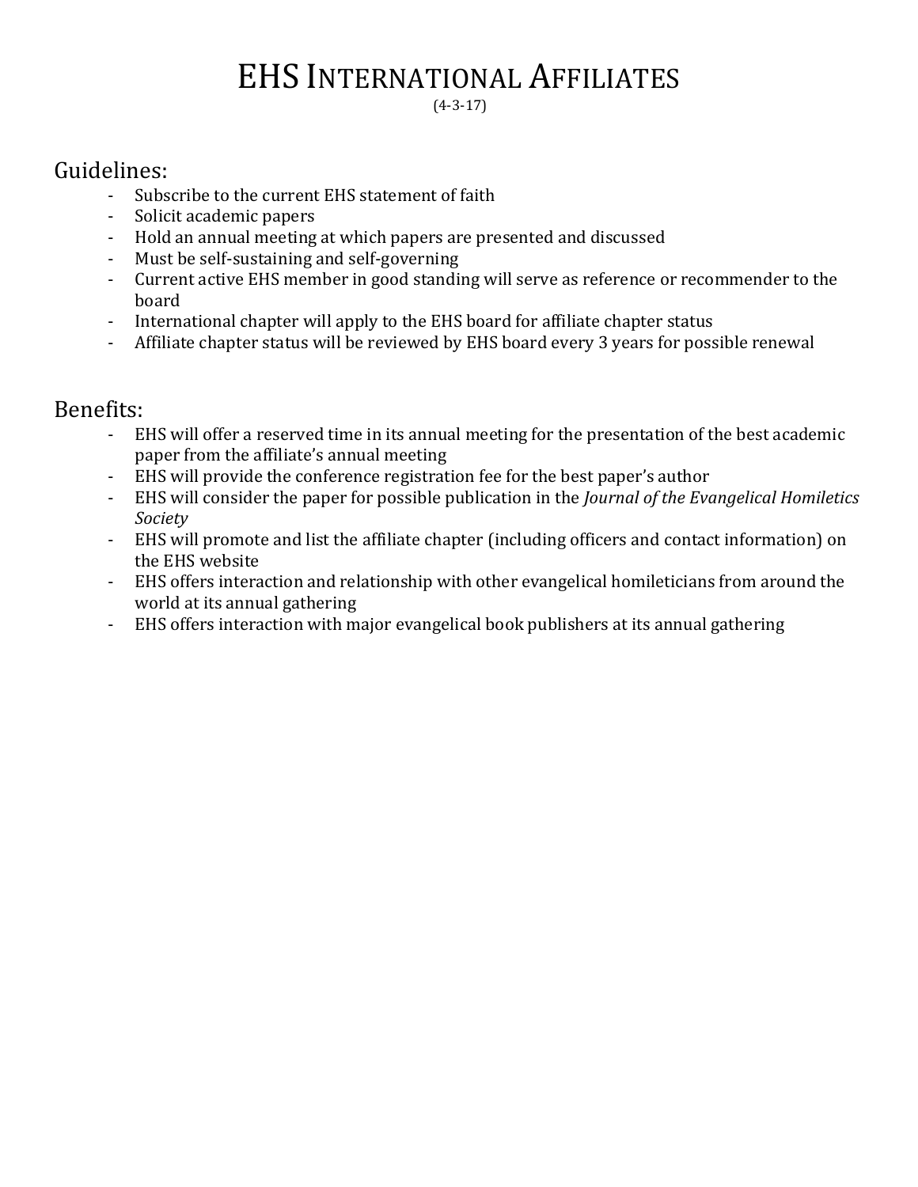# EHS International Affiliates

(4-3-17)

## Guidelines:

- Subscribe to the current EHS statement of faith
- Solicit academic papers
- Hold an annual meeting at which papers are presented and discussed
- Must be self-sustaining and self-governing
- Current active EHS member in good standing will serve as reference or recommender to the board
- International chapter will apply to the EHS board for affiliate chapter status
- Affiliate chapter status will be reviewed by EHS board every 3 years for possible renewal

## Benefits:

- EHS will offer a reserved time in its annual meeting for the presentation of the best academic paper from the affiliate's annual meeting
- EHS will provide the conference registration fee for the best paper's author
- EHS will consider the paper for possible publication in the *Journal of the Evangelical Homiletics Society*
- EHS will promote and list the affiliate chapter (including officers and contact information) on the EHS website
- EHS offers interaction and relationship with other evangelical homileticians from around the world at its annual gathering
- EHS offers interaction with major evangelical book publishers at its annual gathering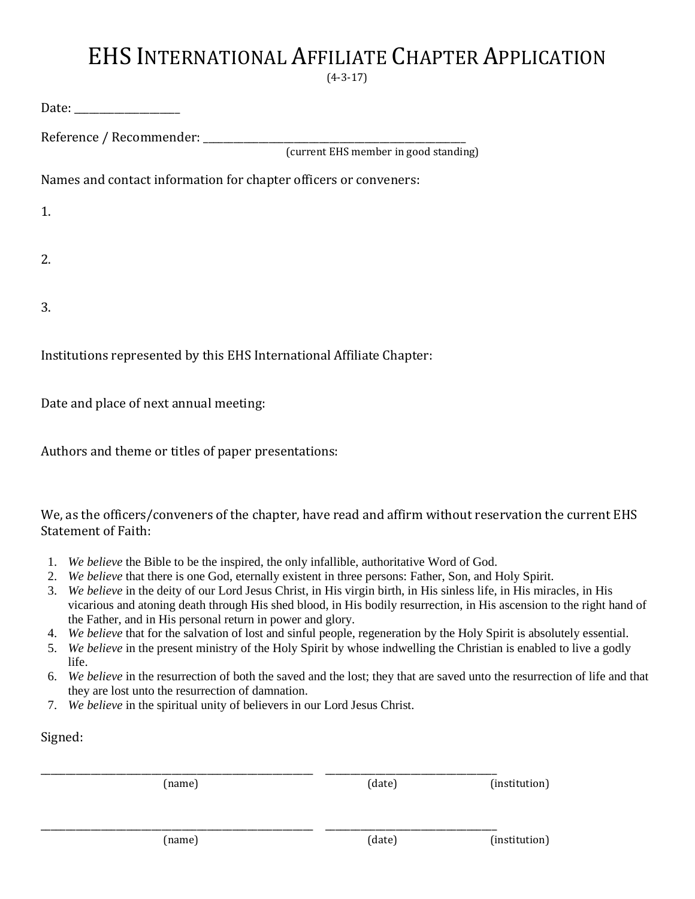# EHS International Affiliate Chapter Application

(4-3-17)

Date: ___________________

Reference / Recommender: _____________________________________________________
(current EHS member in good standing)

Names and contact information for chapter officers or conveners:

1.

2.

3.

Institutions represented by this EHS International Affiliate Chapter:

Date and place of next annual meeting:

Authors and theme or titles of paper presentations:

We, as the officers/conveners of the chapter, have read and affirm without reservation the current EHS Statement of Faith:

1. *We believe* the Bible to be the inspired, the only infallible, authoritative Word of God.
2. *We believe* that there is one God, eternally existent in three persons: Father, Son, and Holy Spirit.
3. *We believe* in the deity of our Lord Jesus Christ, in His virgin birth, in His sinless life, in His miracles, in His vicarious and atoning death through His shed blood, in His bodily resurrection, in His ascension to the right hand of the Father, and in His personal return in power and glory.
4. *We believe* that for the salvation of lost and sinful people, regeneration by the Holy Spirit is absolutely essential.
5. *We believe* in the present ministry of the Holy Spirit by whose indwelling the Christian is enabled to live a godly life.
6. *We believe* in the resurrection of both the saved and the lost; they that are saved unto the resurrection of life and that they are lost unto the resurrection of damnation.
7. *We believe* in the spiritual unity of believers in our Lord Jesus Christ.

Signed:

_____________________________________________________ _________________________________
(name) (date) (institution)

_____________________________________________________ _________________________________
(name) (date) (institution)